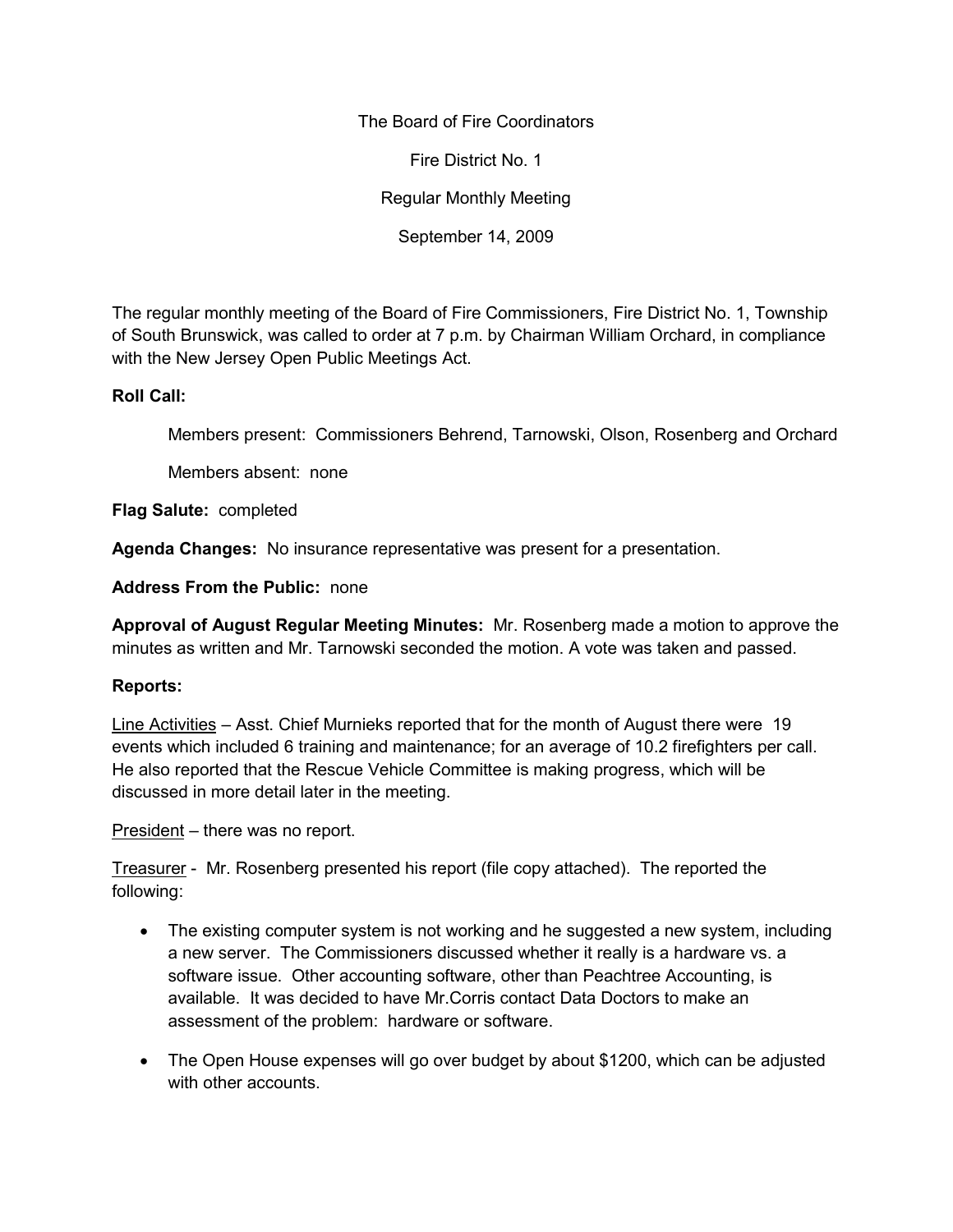The Board of Fire Coordinators

Fire District No. 1

Regular Monthly Meeting

September 14, 2009

The regular monthly meeting of the Board of Fire Commissioners, Fire District No. 1, Township of South Brunswick, was called to order at 7 p.m. by Chairman William Orchard, in compliance with the New Jersey Open Public Meetings Act.

**Roll Call:**

Members present: Commissioners Behrend, Tarnowski, Olson, Rosenberg and Orchard

Members absent: none

**Flag Salute:** completed

**Agenda Changes:** No insurance representative was present for a presentation.

**Address From the Public:** none

**Approval of August Regular Meeting Minutes:** Mr. Rosenberg made a motion to approve the minutes as written and Mr. Tarnowski seconded the motion. A vote was taken and passed.

**Reports:**

Line Activities – Asst. Chief Murnieks reported that for the month of August there were 19 events which included 6 training and maintenance; for an average of 10.2 firefighters per call. He also reported that the Rescue Vehicle Committee is making progress, which will be discussed in more detail later in the meeting.

President – there was no report.

Treasurer - Mr. Rosenberg presented his report (file copy attached). The reported the following:

- The existing computer system is not working and he suggested a new system, including a new server. The Commissioners discussed whether it really is a hardware vs. a software issue. Other accounting software, other than Peachtree Accounting, is available. It was decided to have Mr.Corris contact Data Doctors to make an assessment of the problem: hardware or software.
- The Open House expenses will go over budget by about $1200, which can be adjusted with other accounts.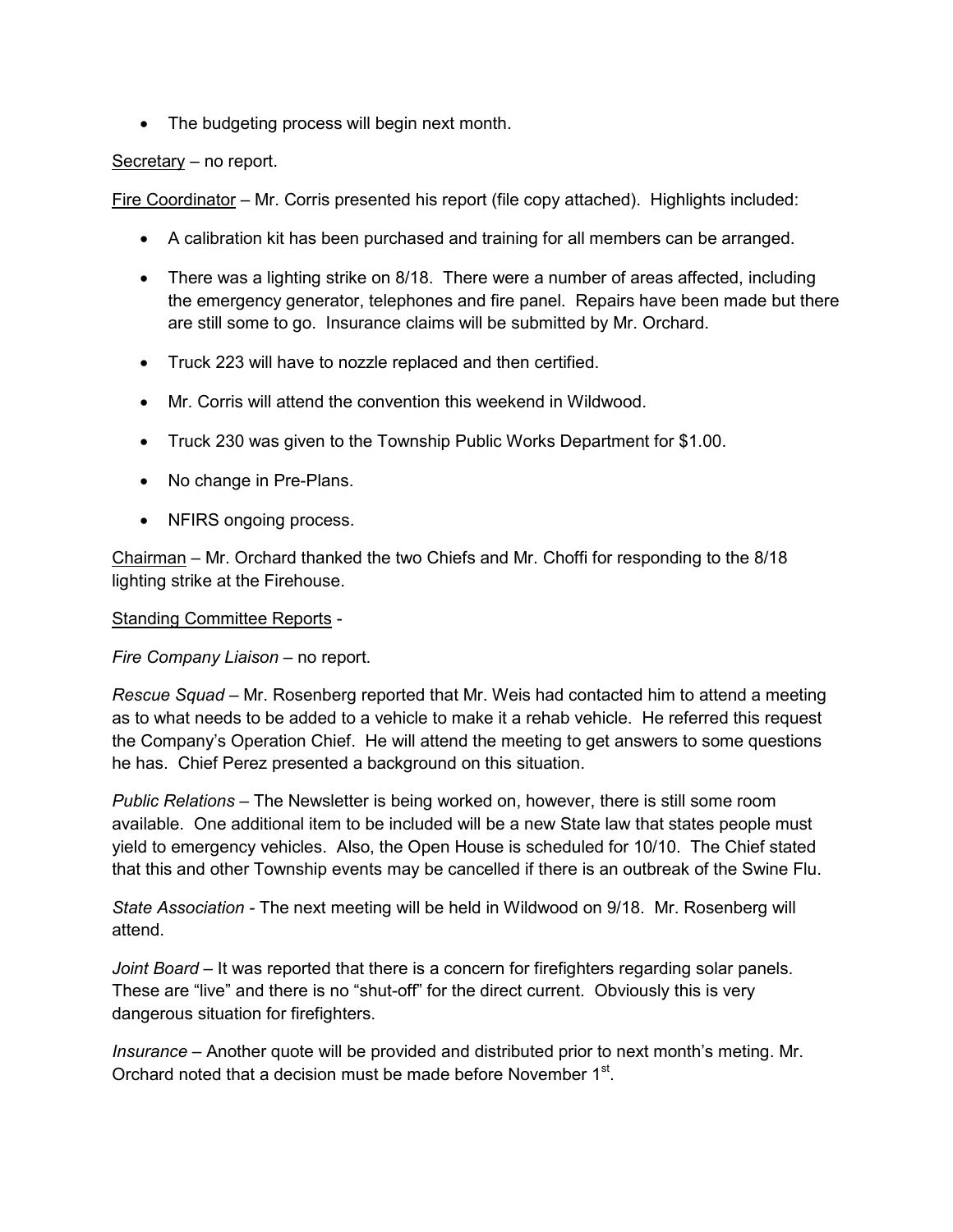- The budgeting process will begin next month.

Secretary – no report.

Fire Coordinator – Mr. Corris presented his report (file copy attached). Highlights included:

- A calibration kit has been purchased and training for all members can be arranged.
- There was a lighting strike on 8/18. There were a number of areas affected, including the emergency generator, telephones and fire panel. Repairs have been made but there are still some to go. Insurance claims will be submitted by Mr. Orchard.
- Truck 223 will have to nozzle replaced and then certified.
- Mr. Corris will attend the convention this weekend in Wildwood.
- Truck 230 was given to the Township Public Works Department for $1.00.
- No change in Pre-Plans.
- NFIRS ongoing process.

Chairman – Mr. Orchard thanked the two Chiefs and Mr. Choffi for responding to the 8/18 lighting strike at the Firehouse.

Standing Committee Reports -

*Fire Company Liaison* – no report.

*Rescue Squad* – Mr. Rosenberg reported that Mr. Weis had contacted him to attend a meeting as to what needs to be added to a vehicle to make it a rehab vehicle. He referred this request the Company's Operation Chief. He will attend the meeting to get answers to some questions he has. Chief Perez presented a background on this situation.

*Public Relations* – The Newsletter is being worked on, however, there is still some room available. One additional item to be included will be a new State law that states people must yield to emergency vehicles. Also, the Open House is scheduled for 10/10. The Chief stated that this and other Township events may be cancelled if there is an outbreak of the Swine Flu.

*State Association* - The next meeting will be held in Wildwood on 9/18. Mr. Rosenberg will attend.

*Joint Board* – It was reported that there is a concern for firefighters regarding solar panels. These are "live" and there is no "shut-off" for the direct current. Obviously this is very dangerous situation for firefighters.

*Insurance* – Another quote will be provided and distributed prior to next month's meting. Mr. Orchard noted that a decision must be made before November 1st.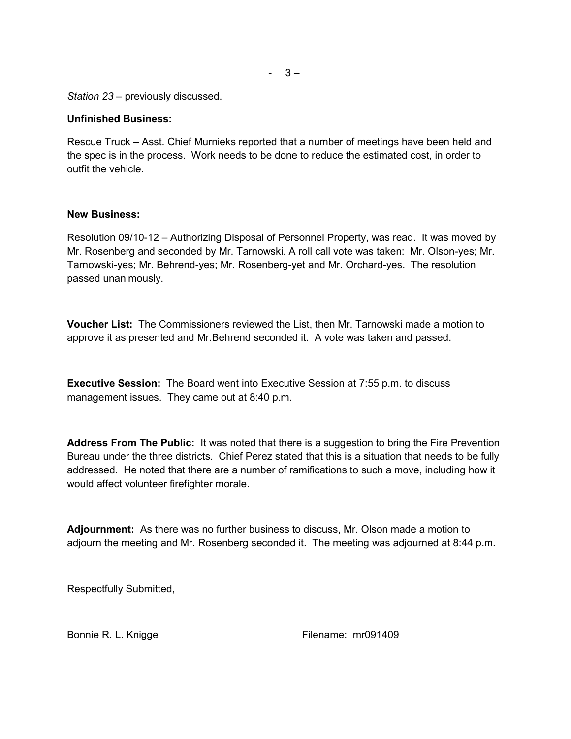*Station 23* – previously discussed.

**Unfinished Business:**

Rescue Truck – Asst. Chief Murnieks reported that a number of meetings have been held and the spec is in the process. Work needs to be done to reduce the estimated cost, in order to outfit the vehicle.

**New Business:**

Resolution 09/10-12 – Authorizing Disposal of Personnel Property, was read. It was moved by Mr. Rosenberg and seconded by Mr. Tarnowski. A roll call vote was taken: Mr. Olson-yes; Mr. Tarnowski-yes; Mr. Behrend-yes; Mr. Rosenberg-yet and Mr. Orchard-yes. The resolution passed unanimously.

**Voucher List:** The Commissioners reviewed the List, then Mr. Tarnowski made a motion to approve it as presented and Mr.Behrend seconded it. A vote was taken and passed.

**Executive Session:** The Board went into Executive Session at 7:55 p.m. to discuss management issues. They came out at 8:40 p.m.

**Address From The Public:** It was noted that there is a suggestion to bring the Fire Prevention Bureau under the three districts. Chief Perez stated that this is a situation that needs to be fully addressed. He noted that there are a number of ramifications to such a move, including how it would affect volunteer firefighter morale.

**Adjournment:** As there was no further business to discuss, Mr. Olson made a motion to adjourn the meeting and Mr. Rosenberg seconded it. The meeting was adjourned at 8:44 p.m.

Respectfully Submitted,

Bonnie R. L. Knigge

Filename: mr091409